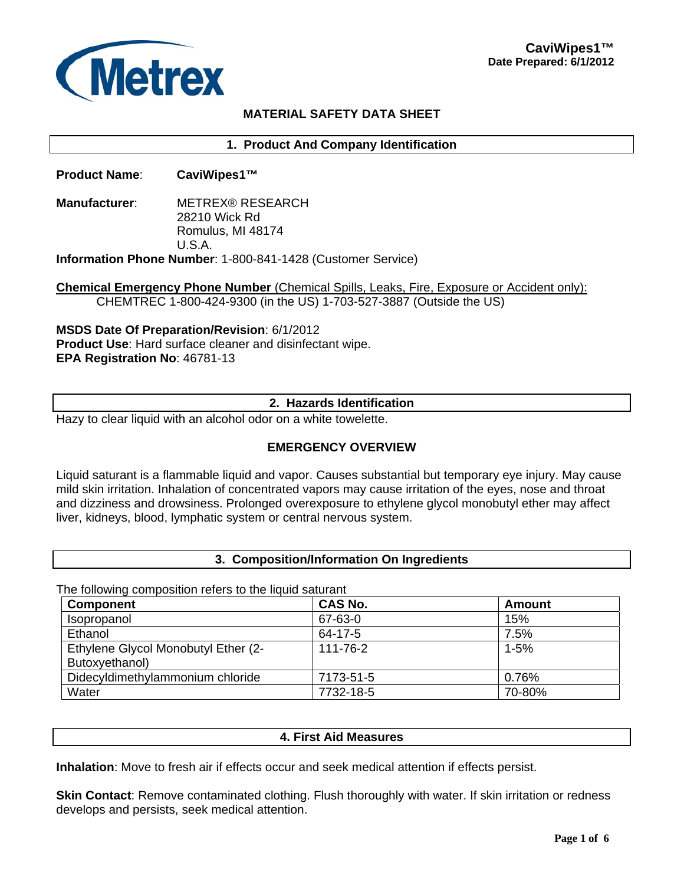Metrex

**CaviWipes1™**
**Date Prepared: 6/1/2012**

# MATERIAL SAFETY DATA SHEET

## 1. Product And Company Identification

**Product Name**: **CaviWipes1™**

**Manufacturer**: METREX® RESEARCH
28210 Wick Rd
Romulus, MI 48174
U.S.A.

**Information Phone Number**: 1-800-841-1428 (Customer Service)

**Chemical Emergency Phone Number** (Chemical Spills, Leaks, Fire, Exposure or Accident only):
CHEMTREC 1-800-424-9300 (in the US) 1-703-527-3887 (Outside the US)

**MSDS Date Of Preparation/Revision**: 6/1/2012
**Product Use**: Hard surface cleaner and disinfectant wipe.
**EPA Registration No**: 46781-13

## 2. Hazards Identification

Hazy to clear liquid with an alcohol odor on a white towelette.

### EMERGENCY OVERVIEW

Liquid saturant is a flammable liquid and vapor. Causes substantial but temporary eye injury. May cause mild skin irritation. Inhalation of concentrated vapors may cause irritation of the eyes, nose and throat and dizziness and drowsiness. Prolonged overexposure to ethylene glycol monobutyl ether may affect liver, kidneys, blood, lymphatic system or central nervous system.

## 3. Composition/Information On Ingredients

The following composition refers to the liquid saturant

| Component | CAS No. | Amount |
|---|---|---|
| Isopropanol | 67-63-0 | 15% |
| Ethanol | 64-17-5 | 7.5% |
| Ethylene Glycol Monobutyl Ether (2-Butoxyethanol) | 111-76-2 | 1-5% |
| Didecyldimethylammonium chloride | 7173-51-5 | 0.76% |
| Water | 7732-18-5 | 70-80% |

## 4. First Aid Measures

**Inhalation**: Move to fresh air if effects occur and seek medical attention if effects persist.

**Skin Contact**: Remove contaminated clothing. Flush thoroughly with water. If skin irritation or redness develops and persists, seek medical attention.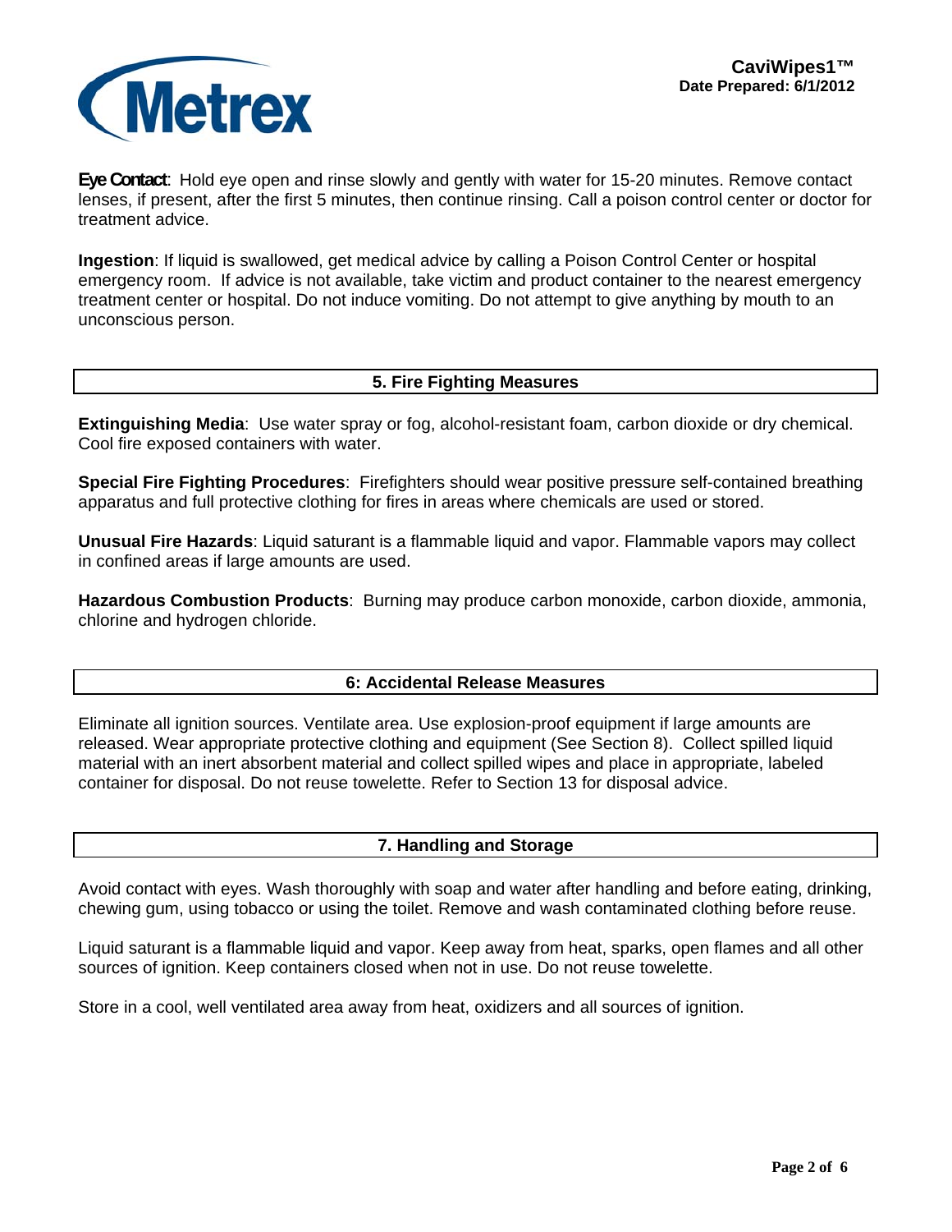**Eye Contact**: Hold eye open and rinse slowly and gently with water for 15-20 minutes. Remove contact lenses, if present, after the first 5 minutes, then continue rinsing. Call a poison control center or doctor for treatment advice.

**Ingestion**: If liquid is swallowed, get medical advice by calling a Poison Control Center or hospital emergency room. If advice is not available, take victim and product container to the nearest emergency treatment center or hospital. Do not induce vomiting. Do not attempt to give anything by mouth to an unconscious person.

## 5. Fire Fighting Measures

**Extinguishing Media**: Use water spray or fog, alcohol-resistant foam, carbon dioxide or dry chemical. Cool fire exposed containers with water.

**Special Fire Fighting Procedures**: Firefighters should wear positive pressure self-contained breathing apparatus and full protective clothing for fires in areas where chemicals are used or stored.

**Unusual Fire Hazards**: Liquid saturant is a flammable liquid and vapor. Flammable vapors may collect in confined areas if large amounts are used.

**Hazardous Combustion Products**: Burning may produce carbon monoxide, carbon dioxide, ammonia, chlorine and hydrogen chloride.

## 6: Accidental Release Measures

Eliminate all ignition sources. Ventilate area. Use explosion-proof equipment if large amounts are released. Wear appropriate protective clothing and equipment (See Section 8). Collect spilled liquid material with an inert absorbent material and collect spilled wipes and place in appropriate, labeled container for disposal. Do not reuse towelette. Refer to Section 13 for disposal advice.

## 7. Handling and Storage

Avoid contact with eyes. Wash thoroughly with soap and water after handling and before eating, drinking, chewing gum, using tobacco or using the toilet. Remove and wash contaminated clothing before reuse.

Liquid saturant is a flammable liquid and vapor. Keep away from heat, sparks, open flames and all other sources of ignition. Keep containers closed when not in use. Do not reuse towelette.

Store in a cool, well ventilated area away from heat, oxidizers and all sources of ignition.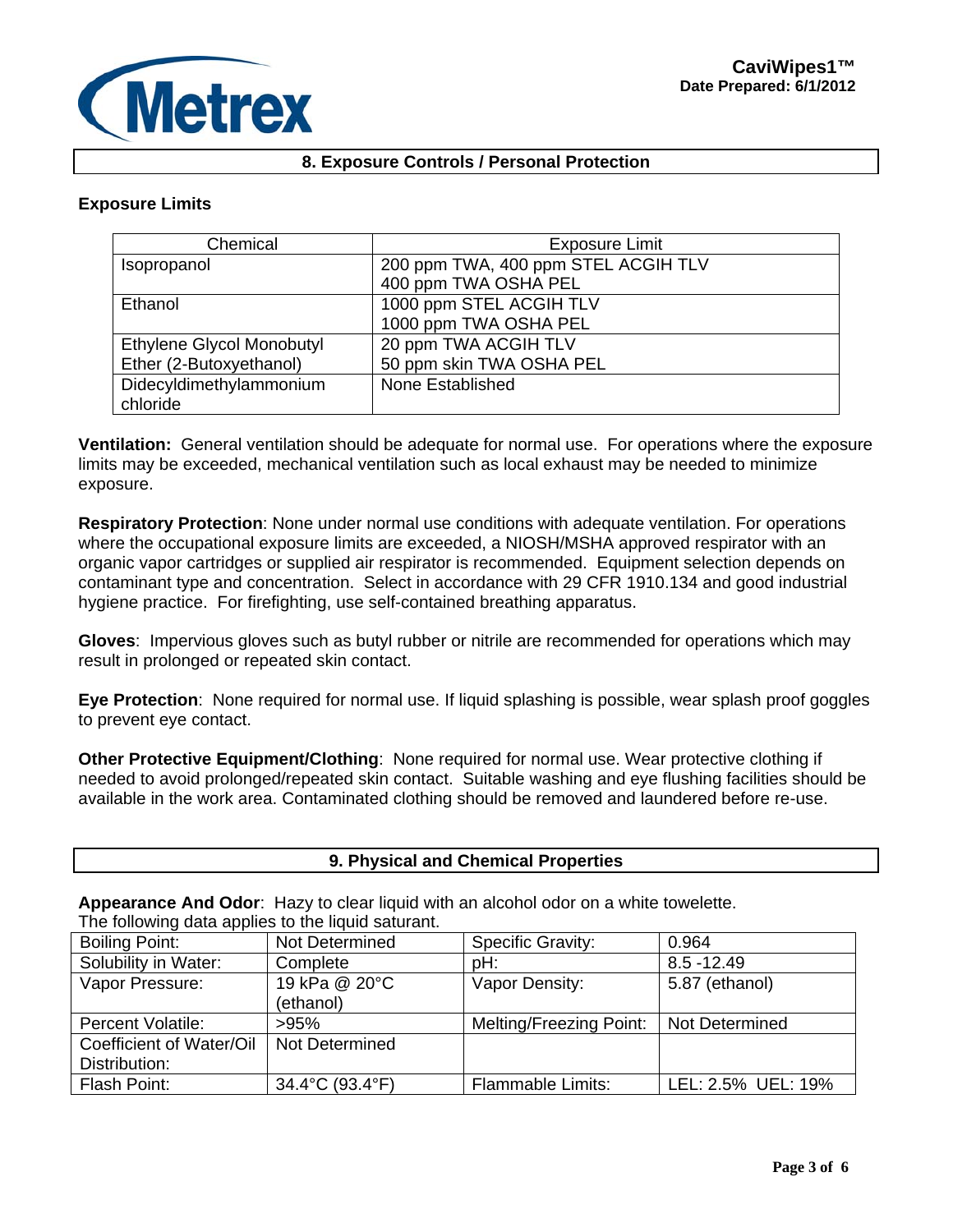## 8. Exposure Controls / Personal Protection

**Exposure Limits**

| Chemical | Exposure Limit |
|---|---|
| Isopropanol | 200 ppm TWA, 400 ppm STEL ACGIH TLV<br>400 ppm TWA OSHA PEL |
| Ethanol | 1000 ppm STEL ACGIH TLV<br>1000 ppm TWA OSHA PEL |
| Ethylene Glycol Monobutyl Ether (2-Butoxyethanol) | 20 ppm TWA ACGIH TLV<br>50 ppm skin TWA OSHA PEL |
| Didecyldimethylammonium chloride | None Established |

**Ventilation:** General ventilation should be adequate for normal use. For operations where the exposure limits may be exceeded, mechanical ventilation such as local exhaust may be needed to minimize exposure.

**Respiratory Protection**: None under normal use conditions with adequate ventilation. For operations where the occupational exposure limits are exceeded, a NIOSH/MSHA approved respirator with an organic vapor cartridges or supplied air respirator is recommended. Equipment selection depends on contaminant type and concentration. Select in accordance with 29 CFR 1910.134 and good industrial hygiene practice. For firefighting, use self-contained breathing apparatus.

**Gloves**: Impervious gloves such as butyl rubber or nitrile are recommended for operations which may result in prolonged or repeated skin contact.

**Eye Protection**: None required for normal use. If liquid splashing is possible, wear splash proof goggles to prevent eye contact.

**Other Protective Equipment/Clothing**: None required for normal use. Wear protective clothing if needed to avoid prolonged/repeated skin contact. Suitable washing and eye flushing facilities should be available in the work area. Contaminated clothing should be removed and laundered before re-use.

## 9. Physical and Chemical Properties

**Appearance And Odor**: Hazy to clear liquid with an alcohol odor on a white towelette.
The following data applies to the liquid saturant.

| Boiling Point: | Not Determined | Specific Gravity: | 0.964 |
|---|---|---|---|
| Solubility in Water: | Complete | pH: | 8.5 -12.49 |
| Vapor Pressure: | 19 kPa @ 20°C (ethanol) | Vapor Density: | 5.87 (ethanol) |
| Percent Volatile: | >95% | Melting/Freezing Point: | Not Determined |
| Coefficient of Water/Oil Distribution: | Not Determined | | |
| Flash Point: | 34.4°C (93.4°F) | Flammable Limits: | LEL: 2.5% UEL: 19% |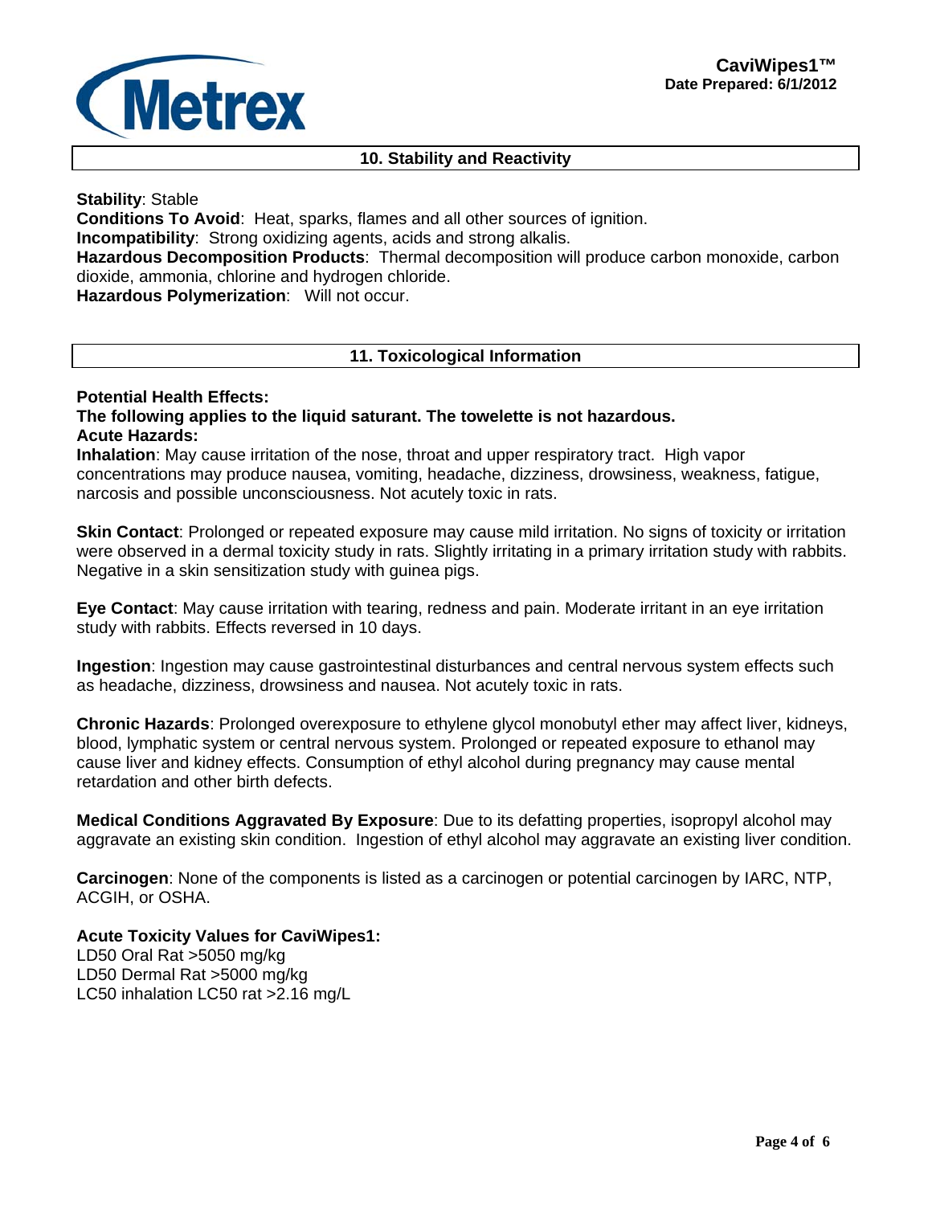## 10. Stability and Reactivity

**Stability**: Stable
**Conditions To Avoid**: Heat, sparks, flames and all other sources of ignition.
**Incompatibility**: Strong oxidizing agents, acids and strong alkalis.
**Hazardous Decomposition Products**: Thermal decomposition will produce carbon monoxide, carbon dioxide, ammonia, chlorine and hydrogen chloride.
**Hazardous Polymerization**: Will not occur.

## 11. Toxicological Information

**Potential Health Effects:**
**The following applies to the liquid saturant. The towelette is not hazardous.**
**Acute Hazards:**
**Inhalation**: May cause irritation of the nose, throat and upper respiratory tract. High vapor concentrations may produce nausea, vomiting, headache, dizziness, drowsiness, weakness, fatigue, narcosis and possible unconsciousness. Not acutely toxic in rats.

**Skin Contact**: Prolonged or repeated exposure may cause mild irritation. No signs of toxicity or irritation were observed in a dermal toxicity study in rats. Slightly irritating in a primary irritation study with rabbits. Negative in a skin sensitization study with guinea pigs.

**Eye Contact**: May cause irritation with tearing, redness and pain. Moderate irritant in an eye irritation study with rabbits. Effects reversed in 10 days.

**Ingestion**: Ingestion may cause gastrointestinal disturbances and central nervous system effects such as headache, dizziness, drowsiness and nausea. Not acutely toxic in rats.

**Chronic Hazards**: Prolonged overexposure to ethylene glycol monobutyl ether may affect liver, kidneys, blood, lymphatic system or central nervous system. Prolonged or repeated exposure to ethanol may cause liver and kidney effects. Consumption of ethyl alcohol during pregnancy may cause mental retardation and other birth defects.

**Medical Conditions Aggravated By Exposure**: Due to its defatting properties, isopropyl alcohol may aggravate an existing skin condition. Ingestion of ethyl alcohol may aggravate an existing liver condition.

**Carcinogen**: None of the components is listed as a carcinogen or potential carcinogen by IARC, NTP, ACGIH, or OSHA.

**Acute Toxicity Values for CaviWipes1:**
LD50 Oral Rat >5050 mg/kg
LD50 Dermal Rat >5000 mg/kg
LC50 inhalation LC50 rat >2.16 mg/L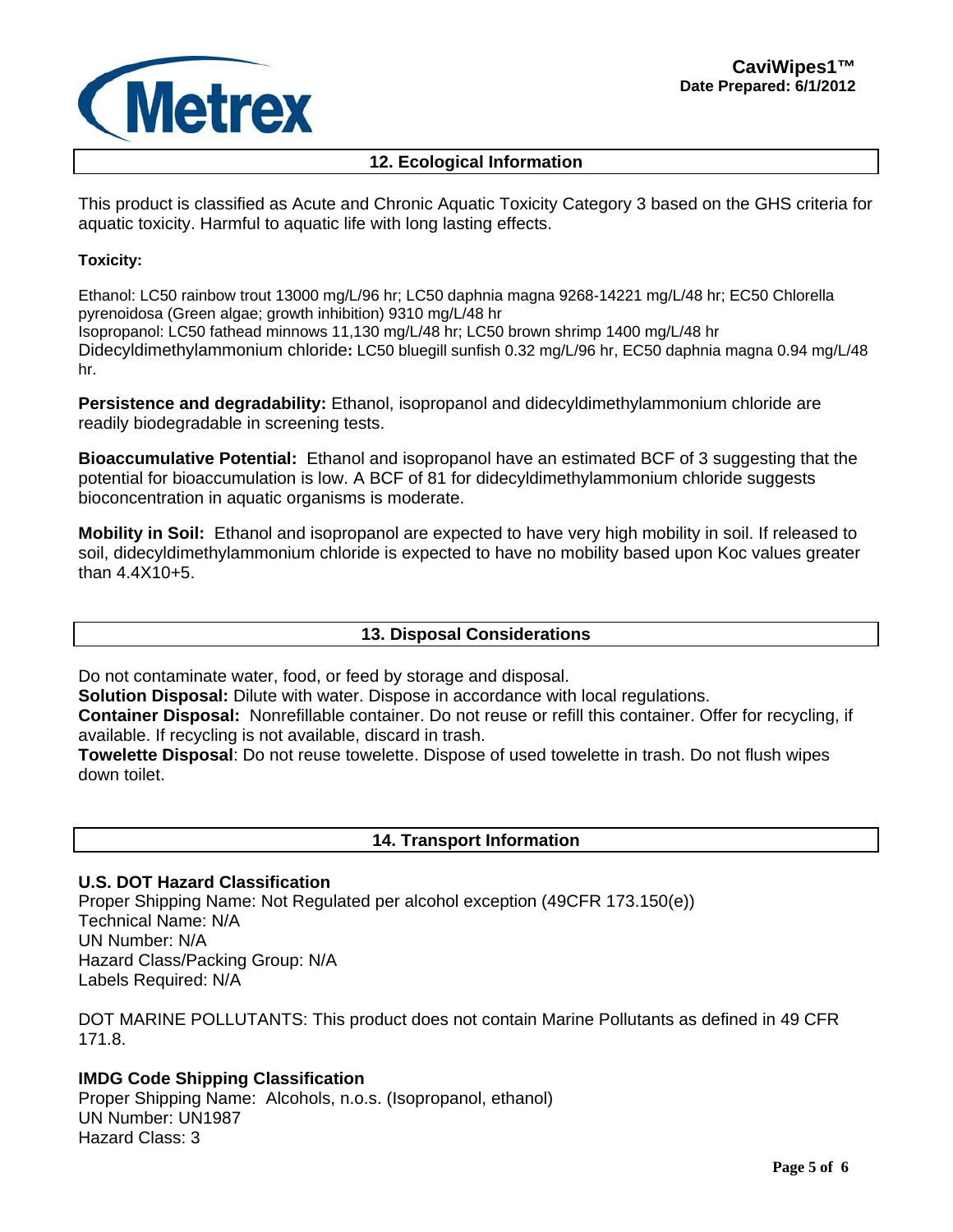## 12. Ecological Information

This product is classified as Acute and Chronic Aquatic Toxicity Category 3 based on the GHS criteria for aquatic toxicity. Harmful to aquatic life with long lasting effects.

**Toxicity:**

Ethanol: LC50 rainbow trout 13000 mg/L/96 hr; LC50 daphnia magna 9268-14221 mg/L/48 hr; EC50 Chlorella pyrenoidosa (Green algae; growth inhibition) 9310 mg/L/48 hr
Isopropanol: LC50 fathead minnows 11,130 mg/L/48 hr; LC50 brown shrimp 1400 mg/L/48 hr
Didecyldimethylammonium chloride**:** LC50 bluegill sunfish 0.32 mg/L/96 hr, EC50 daphnia magna 0.94 mg/L/48 hr.

**Persistence and degradability:** Ethanol, isopropanol and didecyldimethylammonium chloride are readily biodegradable in screening tests.

**Bioaccumulative Potential:** Ethanol and isopropanol have an estimated BCF of 3 suggesting that the potential for bioaccumulation is low. A BCF of 81 for didecyldimethylammonium chloride suggests bioconcentration in aquatic organisms is moderate.

**Mobility in Soil:** Ethanol and isopropanol are expected to have very high mobility in soil. If released to soil, didecyldimethylammonium chloride is expected to have no mobility based upon Koc values greater than 4.4X10+5.

## 13. Disposal Considerations

Do not contaminate water, food, or feed by storage and disposal.
**Solution Disposal:** Dilute with water. Dispose in accordance with local regulations.
**Container Disposal:** Nonrefillable container. Do not reuse or refill this container. Offer for recycling, if available. If recycling is not available, discard in trash.
**Towelette Disposal**: Do not reuse towelette. Dispose of used towelette in trash. Do not flush wipes down toilet.

## 14. Transport Information

**U.S. DOT Hazard Classification**
Proper Shipping Name: Not Regulated per alcohol exception (49CFR 173.150(e))
Technical Name: N/A
UN Number: N/A
Hazard Class/Packing Group: N/A
Labels Required: N/A

DOT MARINE POLLUTANTS: This product does not contain Marine Pollutants as defined in 49 CFR 171.8.

**IMDG Code Shipping Classification**
Proper Shipping Name: Alcohols, n.o.s. (Isopropanol, ethanol)
UN Number: UN1987
Hazard Class: 3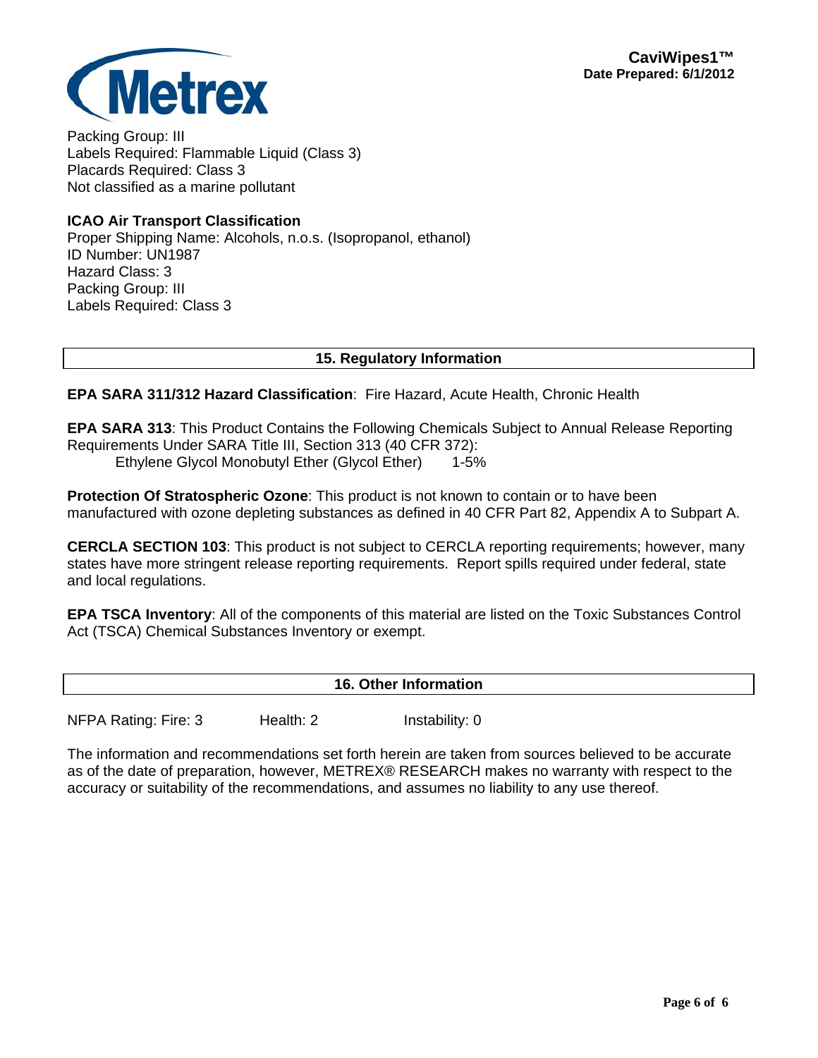Packing Group: III
Labels Required: Flammable Liquid (Class 3)
Placards Required: Class 3
Not classified as a marine pollutant

**ICAO Air Transport Classification**
Proper Shipping Name: Alcohols, n.o.s. (Isopropanol, ethanol)
ID Number: UN1987
Hazard Class: 3
Packing Group: III
Labels Required: Class 3

## 15. Regulatory Information

**EPA SARA 311/312 Hazard Classification**: Fire Hazard, Acute Health, Chronic Health

**EPA SARA 313**: This Product Contains the Following Chemicals Subject to Annual Release Reporting Requirements Under SARA Title III, Section 313 (40 CFR 372):
Ethylene Glycol Monobutyl Ether (Glycol Ether) 1-5%

**Protection Of Stratospheric Ozone**: This product is not known to contain or to have been manufactured with ozone depleting substances as defined in 40 CFR Part 82, Appendix A to Subpart A.

**CERCLA SECTION 103**: This product is not subject to CERCLA reporting requirements; however, many states have more stringent release reporting requirements. Report spills required under federal, state and local regulations.

**EPA TSCA Inventory**: All of the components of this material are listed on the Toxic Substances Control Act (TSCA) Chemical Substances Inventory or exempt.

## 16. Other Information

NFPA Rating: Fire: 3 Health: 2 Instability: 0

The information and recommendations set forth herein are taken from sources believed to be accurate as of the date of preparation, however, METREX® RESEARCH makes no warranty with respect to the accuracy or suitability of the recommendations, and assumes no liability to any use thereof.